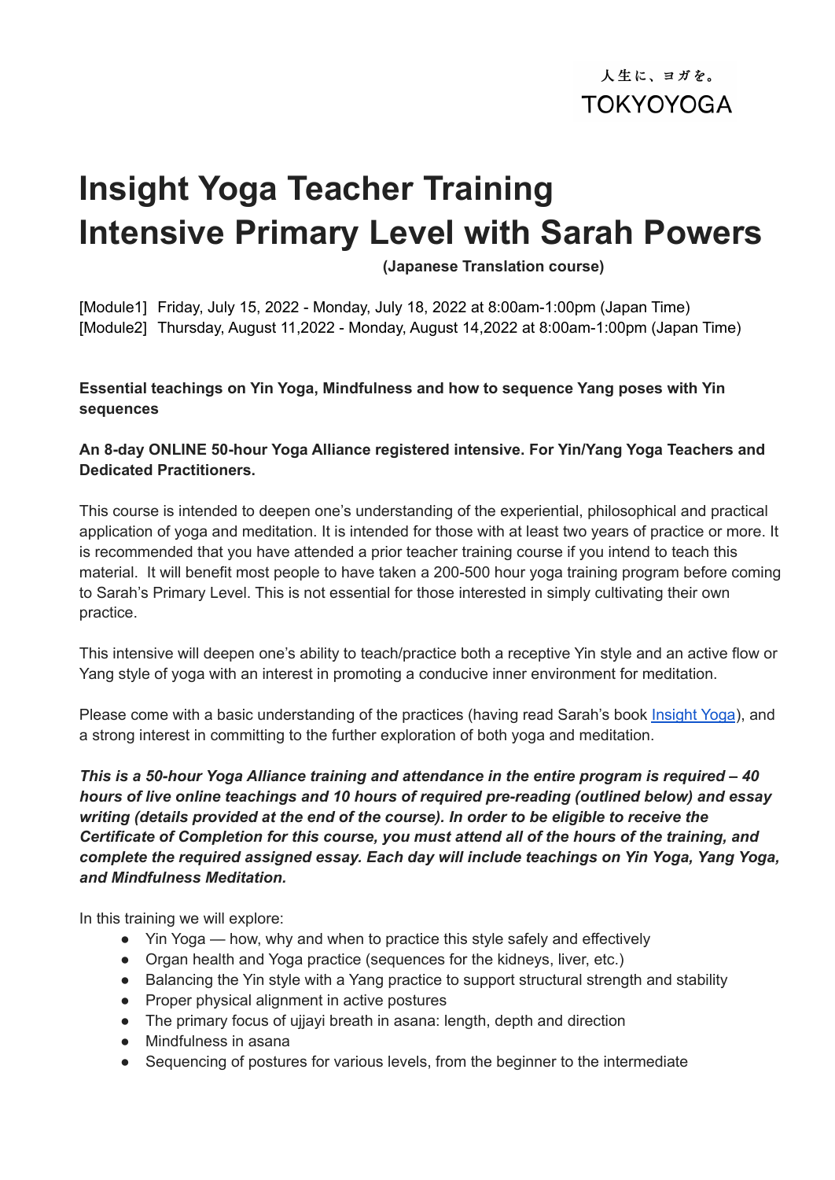人生に、ヨガを。
TOKYOYOGA

# Insight Yoga Teacher Training Intensive Primary Level with Sarah Powers

**(Japanese Translation course)**

[Module1]  Friday, July 15, 2022 - Monday, July 18, 2022 at 8:00am-1:00pm (Japan Time)
[Module2]  Thursday, August 11,2022 - Monday, August 14,2022 at 8:00am-1:00pm (Japan Time)

**Essential teachings on Yin Yoga, Mindfulness and how to sequence Yang poses with Yin sequences**

**An 8-day ONLINE 50-hour Yoga Alliance registered intensive. For Yin/Yang Yoga Teachers and Dedicated Practitioners.**

This course is intended to deepen one's understanding of the experiential, philosophical and practical application of yoga and meditation. It is intended for those with at least two years of practice or more. It is recommended that you have attended a prior teacher training course if you intend to teach this material.  It will benefit most people to have taken a 200-500 hour yoga training program before coming to Sarah's Primary Level. This is not essential for those interested in simply cultivating their own practice.

This intensive will deepen one's ability to teach/practice both a receptive Yin style and an active flow or Yang style of yoga with an interest in promoting a conducive inner environment for meditation.

Please come with a basic understanding of the practices (having read Sarah's book Insight Yoga), and a strong interest in committing to the further exploration of both yoga and meditation.

***This is a 50-hour Yoga Alliance training and attendance in the entire program is required – 40 hours of live online teachings and 10 hours of required pre-reading (outlined below) and essay writing (details provided at the end of the course). In order to be eligible to receive the Certificate of Completion for this course, you must attend all of the hours of the training, and complete the required assigned essay. Each day will include teachings on Yin Yoga, Yang Yoga, and Mindfulness Meditation.***

In this training we will explore:

- Yin Yoga — how, why and when to practice this style safely and effectively
- Organ health and Yoga practice (sequences for the kidneys, liver, etc.)
- Balancing the Yin style with a Yang practice to support structural strength and stability
- Proper physical alignment in active postures
- The primary focus of ujjayi breath in asana: length, depth and direction
- Mindfulness in asana
- Sequencing of postures for various levels, from the beginner to the intermediate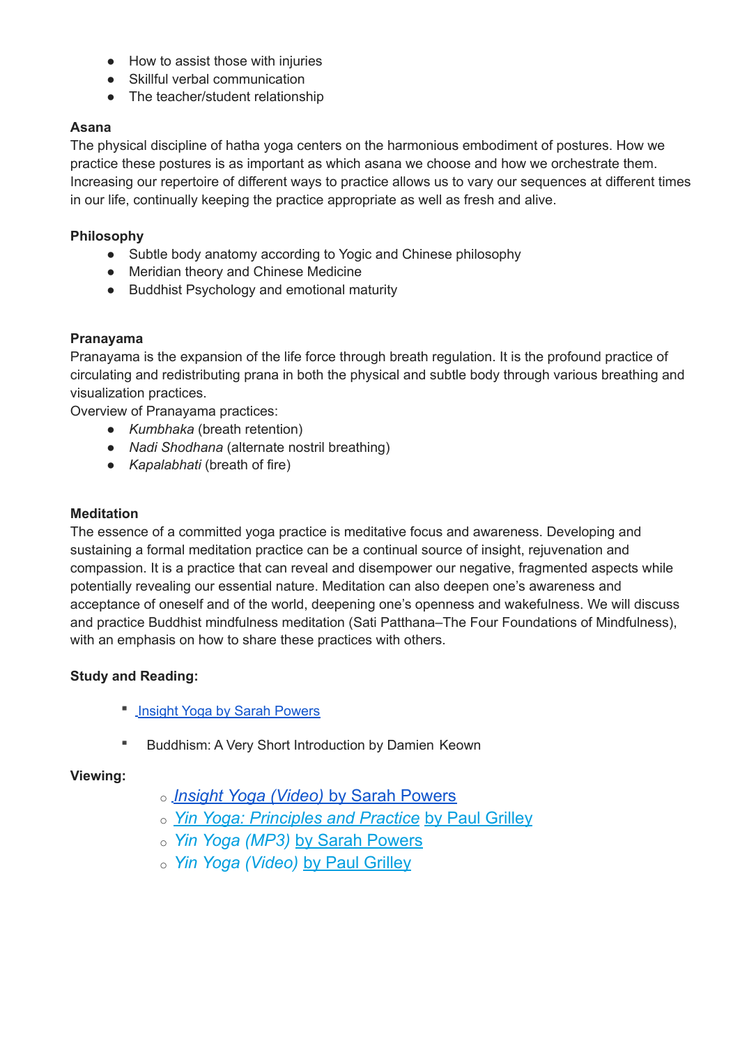- How to assist those with injuries
- Skillful verbal communication
- The teacher/student relationship

**Asana**

The physical discipline of hatha yoga centers on the harmonious embodiment of postures. How we practice these postures is as important as which asana we choose and how we orchestrate them. Increasing our repertoire of different ways to practice allows us to vary our sequences at different times in our life, continually keeping the practice appropriate as well as fresh and alive.

**Philosophy**

- Subtle body anatomy according to Yogic and Chinese philosophy
- Meridian theory and Chinese Medicine
- Buddhist Psychology and emotional maturity

**Pranayama**

Pranayama is the expansion of the life force through breath regulation. It is the profound practice of circulating and redistributing prana in both the physical and subtle body through various breathing and visualization practices.

Overview of Pranayama practices:

- *Kumbhaka* (breath retention)
- *Nadi Shodhana* (alternate nostril breathing)
- *Kapalabhati* (breath of fire)

**Meditation**

The essence of a committed yoga practice is meditative focus and awareness. Developing and sustaining a formal meditation practice can be a continual source of insight, rejuvenation and compassion. It is a practice that can reveal and disempower our negative, fragmented aspects while potentially revealing our essential nature. Meditation can also deepen one's awareness and acceptance of oneself and of the world, deepening one's openness and wakefulness. We will discuss and practice Buddhist mindfulness meditation (Sati Patthana–The Four Foundations of Mindfulness), with an emphasis on how to share these practices with others.

**Study and Reading:**

- Insight Yoga by Sarah Powers
- Buddhism: A Very Short Introduction by Damien Keown

**Viewing:**

- *Insight Yoga (Video)* by Sarah Powers
- *Yin Yoga: Principles and Practice* by Paul Grilley
- *Yin Yoga (MP3)* by Sarah Powers
- *Yin Yoga (Video)* by Paul Grilley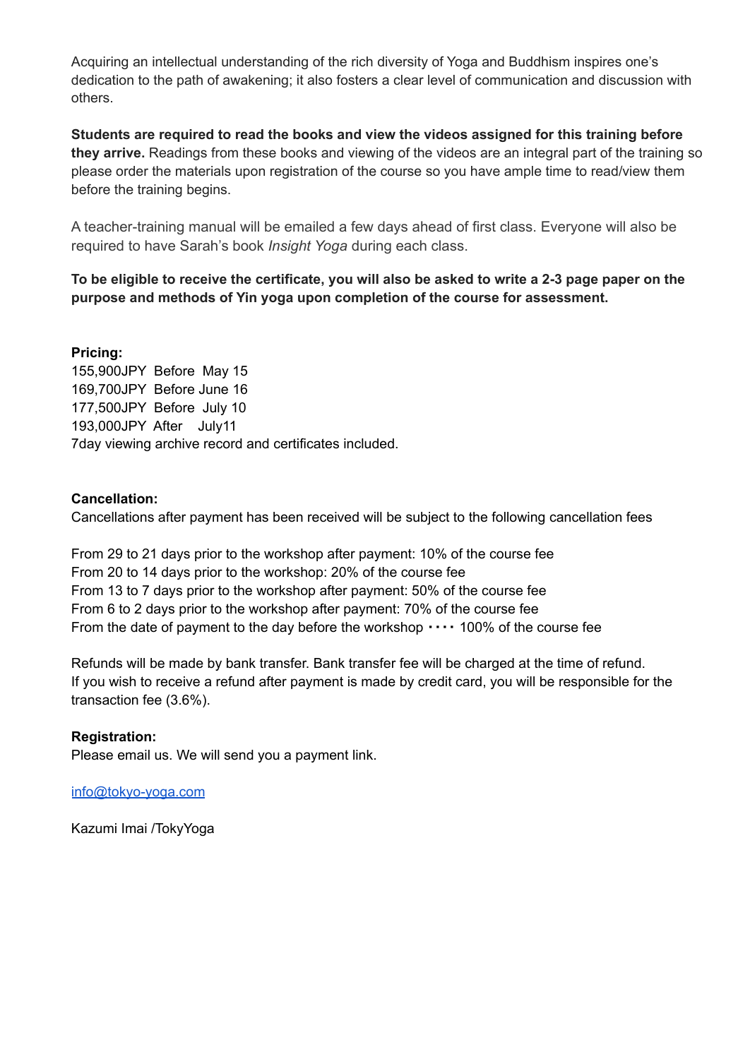Acquiring an intellectual understanding of the rich diversity of Yoga and Buddhism inspires one's dedication to the path of awakening; it also fosters a clear level of communication and discussion with others.

**Students are required to read the books and view the videos assigned for this training before they arrive.** Readings from these books and viewing of the videos are an integral part of the training so please order the materials upon registration of the course so you have ample time to read/view them before the training begins.

A teacher-training manual will be emailed a few days ahead of first class. Everyone will also be required to have Sarah's book *Insight Yoga* during each class.

**To be eligible to receive the certificate, you will also be asked to write a 2-3 page paper on the purpose and methods of Yin yoga upon completion of the course for assessment.**

**Pricing:**
155,900JPY Before May 15
169,700JPY Before June 16
177,500JPY Before July 10
193,000JPY After July11
7day viewing archive record and certificates included.

**Cancellation:**
Cancellations after payment has been received will be subject to the following cancellation fees

From 29 to 21 days prior to the workshop after payment: 10% of the course fee
From 20 to 14 days prior to the workshop: 20% of the course fee
From 13 to 7 days prior to the workshop after payment: 50% of the course fee
From 6 to 2 days prior to the workshop after payment: 70% of the course fee
From the date of payment to the day before the workshop ・・・・ 100% of the course fee

Refunds will be made by bank transfer. Bank transfer fee will be charged at the time of refund.
If you wish to receive a refund after payment is made by credit card, you will be responsible for the transaction fee (3.6%).

**Registration:**
Please email us. We will send you a payment link.

info@tokyo-yoga.com

Kazumi Imai /TokyYoga